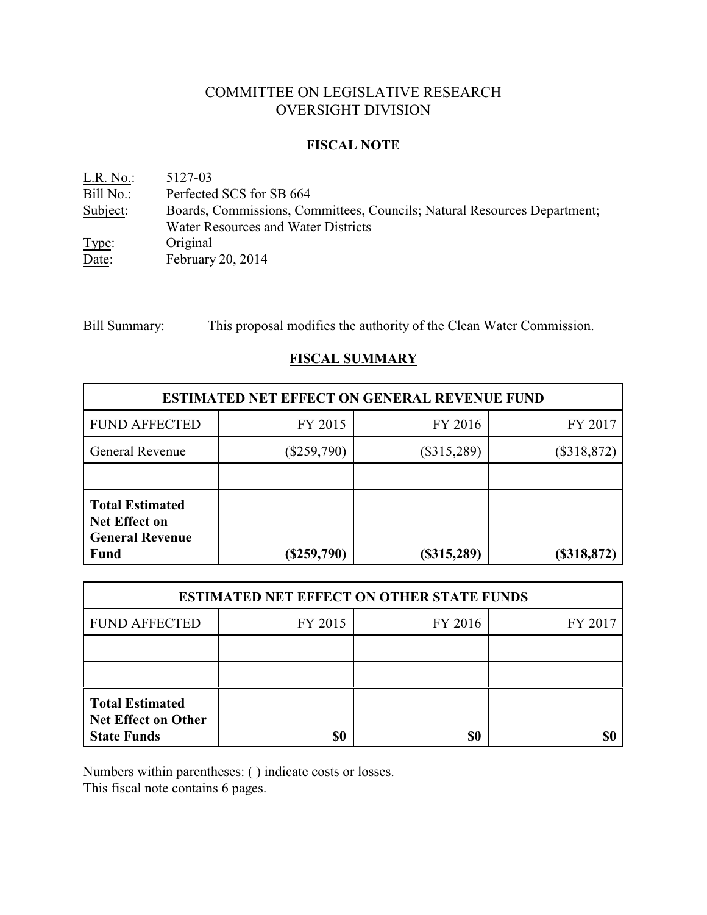# COMMITTEE ON LEGISLATIVE RESEARCH
# OVERSIGHT DIVISION

## FISCAL NOTE

L.R. No.: 5127-03
Bill No.: Perfected SCS for SB 664
Subject: Boards, Commissions, Committees, Councils; Natural Resources Department; Water Resources and Water Districts
Type: Original
Date: February 20, 2014

---

Bill Summary: This proposal modifies the authority of the Clean Water Commission.

## FISCAL SUMMARY

| ESTIMATED NET EFFECT ON GENERAL REVENUE FUND | | | |
|---|---|---|---|
| FUND AFFECTED | FY 2015 | FY 2016 | FY 2017 |
| General Revenue | ($259,790) | ($315,289) | ($318,872) |
| | | | |
| **Total Estimated Net Effect on General Revenue Fund** | **($259,790)** | **($315,289)** | **($318,872)** |

| ESTIMATED NET EFFECT ON OTHER STATE FUNDS | | | |
|---|---|---|---|
| FUND AFFECTED | FY 2015 | FY 2016 | FY 2017 |
| | | | |
| | | | |
| **Total Estimated Net Effect on Other State Funds** | **$0** | **$0** | **$0** |

Numbers within parentheses: ( ) indicate costs or losses.
This fiscal note contains 6 pages.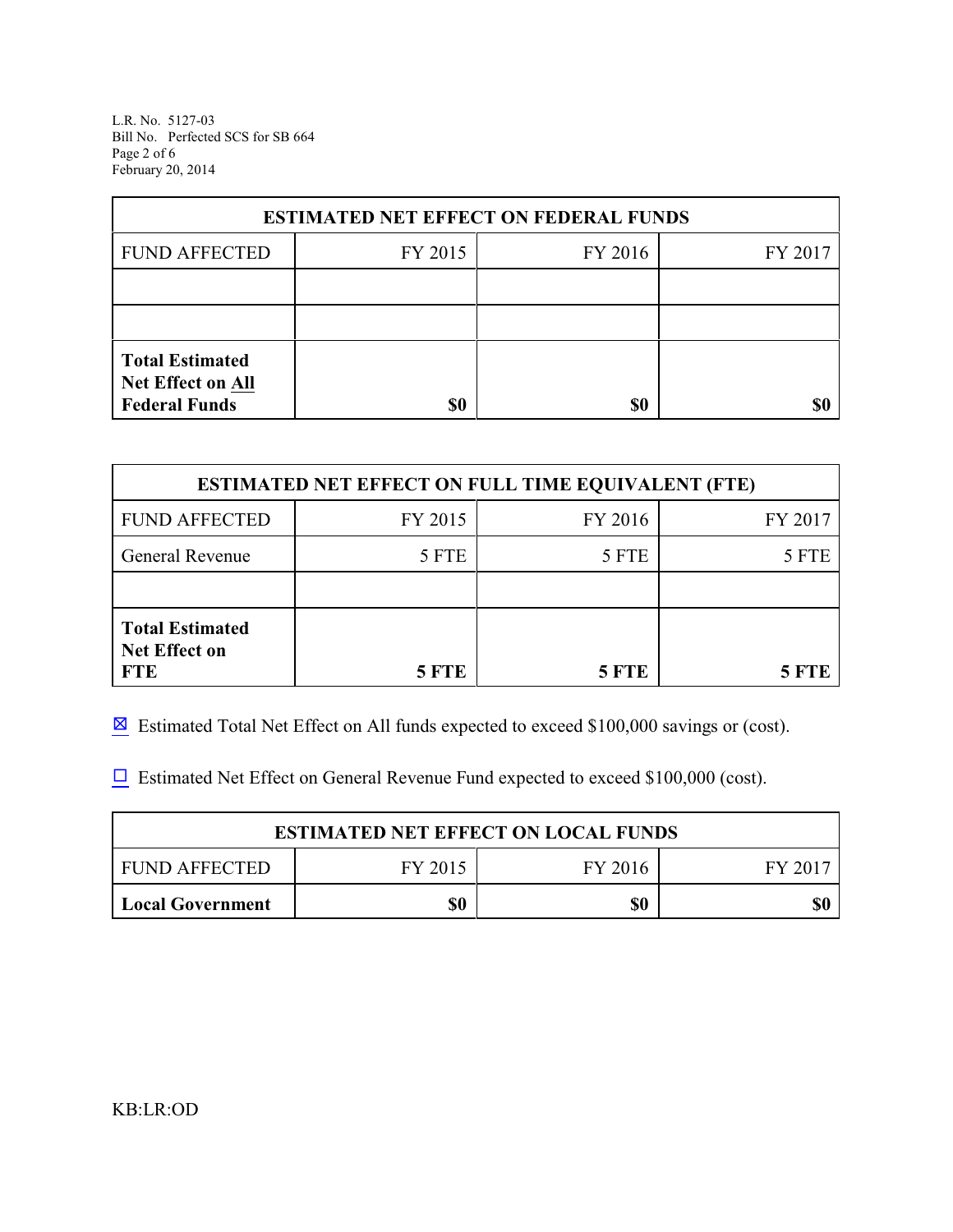| ESTIMATED NET EFFECT ON FEDERAL FUNDS | | | |
|---|---|---|---|
| FUND AFFECTED | FY 2015 | FY 2016 | FY 2017 |
| | | | |
| | | | |
| **Total Estimated Net Effect on All Federal Funds** | **$0** | **$0** | **$0** |

| ESTIMATED NET EFFECT ON FULL TIME EQUIVALENT (FTE) | | | |
|---|---|---|---|
| FUND AFFECTED | FY 2015 | FY 2016 | FY 2017 |
| General Revenue | 5 FTE | 5 FTE | 5 FTE |
| | | | |
| **Total Estimated Net Effect on FTE** | **5 FTE** | **5 FTE** | **5 FTE** |

☒ Estimated Total Net Effect on All funds expected to exceed $100,000 savings or (cost).

☐ Estimated Net Effect on General Revenue Fund expected to exceed $100,000 (cost).

| ESTIMATED NET EFFECT ON LOCAL FUNDS | | | |
|---|---|---|---|
| FUND AFFECTED | FY 2015 | FY 2016 | FY 2017 |
| **Local Government** | **$0** | **$0** | **$0** |

KB:LR:OD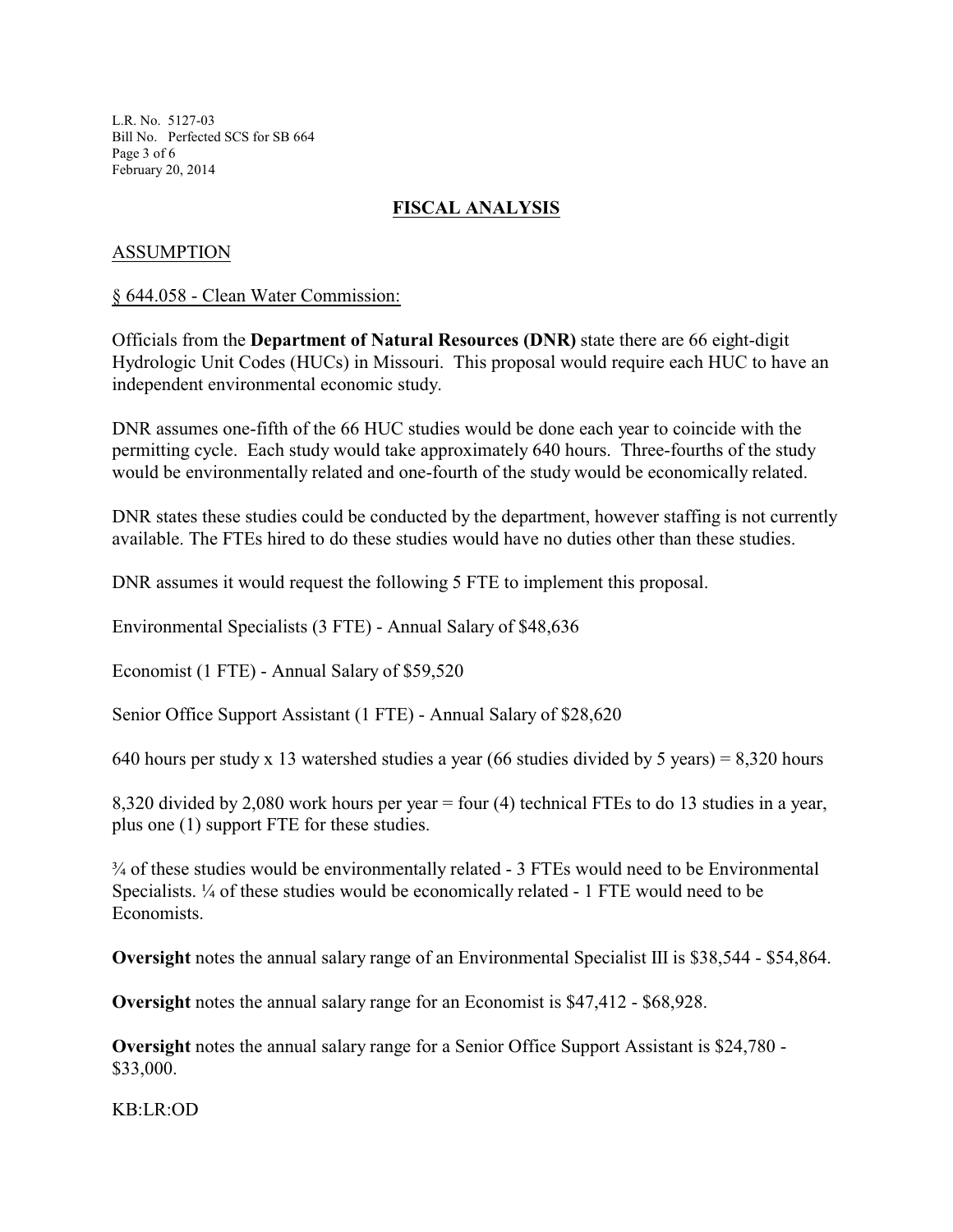## FISCAL ANALYSIS

### ASSUMPTION

§ 644.058 - Clean Water Commission:

Officials from the **Department of Natural Resources (DNR)** state there are 66 eight-digit Hydrologic Unit Codes (HUCs) in Missouri. This proposal would require each HUC to have an independent environmental economic study.

DNR assumes one-fifth of the 66 HUC studies would be done each year to coincide with the permitting cycle. Each study would take approximately 640 hours. Three-fourths of the study would be environmentally related and one-fourth of the study would be economically related.

DNR states these studies could be conducted by the department, however staffing is not currently available. The FTEs hired to do these studies would have no duties other than these studies.

DNR assumes it would request the following 5 FTE to implement this proposal.

Environmental Specialists (3 FTE) - Annual Salary of $48,636

Economist (1 FTE) - Annual Salary of $59,520

Senior Office Support Assistant (1 FTE) - Annual Salary of $28,620

640 hours per study x 13 watershed studies a year (66 studies divided by 5 years) = 8,320 hours

8,320 divided by 2,080 work hours per year = four (4) technical FTEs to do 13 studies in a year, plus one (1) support FTE for these studies.

¾ of these studies would be environmentally related - 3 FTEs would need to be Environmental Specialists. ¼ of these studies would be economically related - 1 FTE would need to be Economists.

**Oversight** notes the annual salary range of an Environmental Specialist III is $38,544 - $54,864.

**Oversight** notes the annual salary range for an Economist is $47,412 - $68,928.

**Oversight** notes the annual salary range for a Senior Office Support Assistant is $24,780 - $33,000.

KB:LR:OD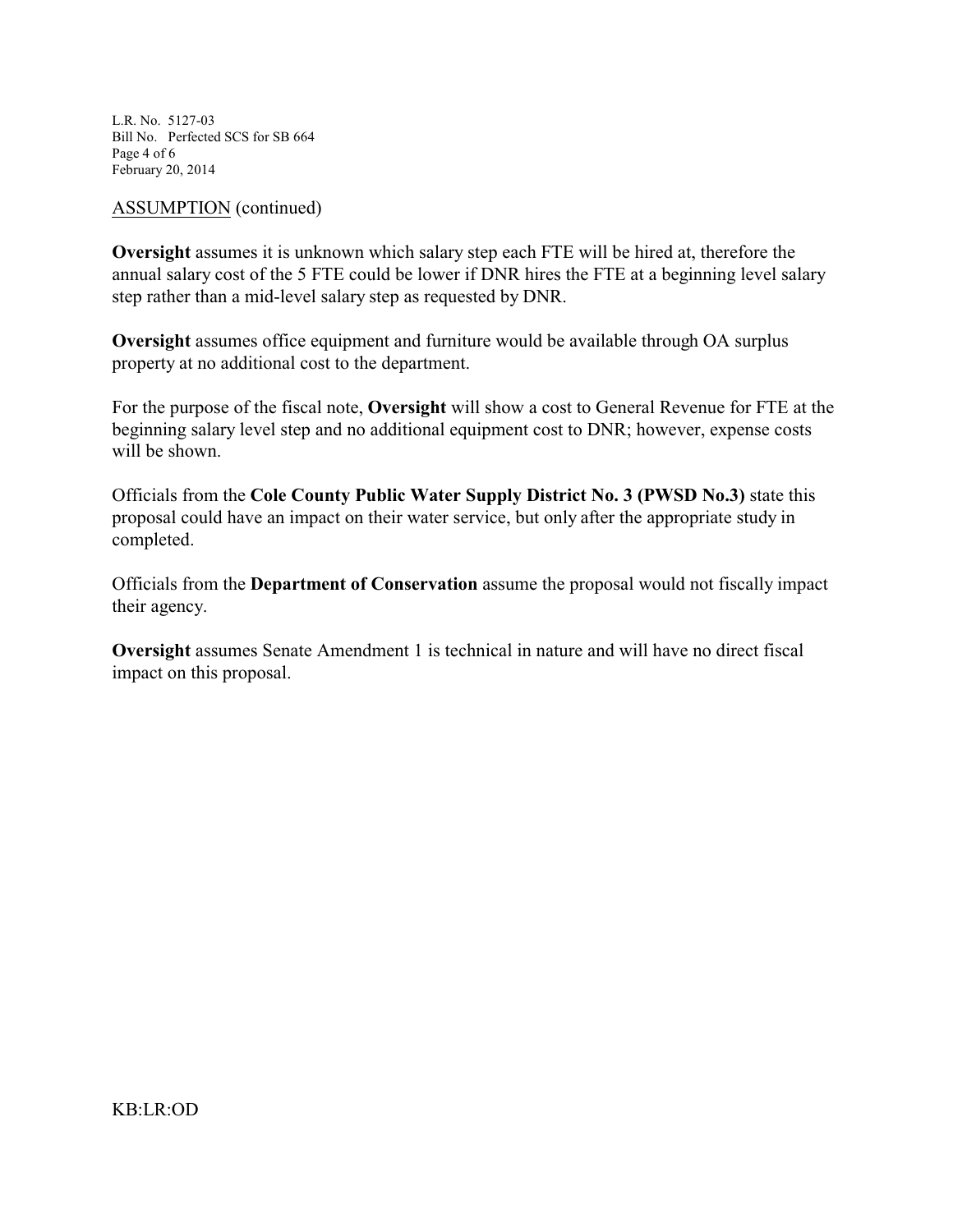ASSUMPTION (continued)

**Oversight** assumes it is unknown which salary step each FTE will be hired at, therefore the annual salary cost of the 5 FTE could be lower if DNR hires the FTE at a beginning level salary step rather than a mid-level salary step as requested by DNR.

**Oversight** assumes office equipment and furniture would be available through OA surplus property at no additional cost to the department.

For the purpose of the fiscal note, **Oversight** will show a cost to General Revenue for FTE at the beginning salary level step and no additional equipment cost to DNR; however, expense costs will be shown.

Officials from the **Cole County Public Water Supply District No. 3 (PWSD No.3)** state this proposal could have an impact on their water service, but only after the appropriate study in completed.

Officials from the **Department of Conservation** assume the proposal would not fiscally impact their agency.

**Oversight** assumes Senate Amendment 1 is technical in nature and will have no direct fiscal impact on this proposal.

KB:LR:OD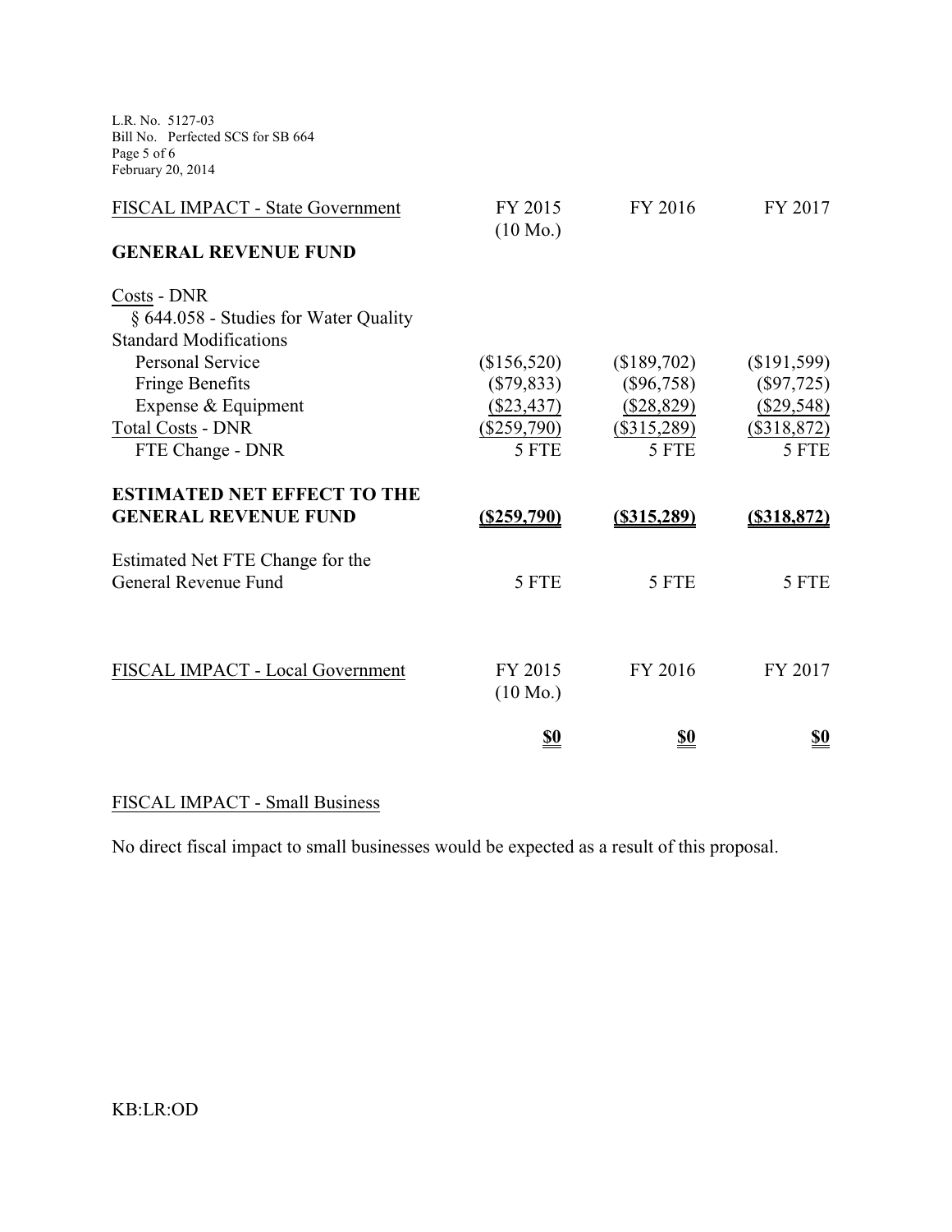| FISCAL IMPACT - State Government | FY 2015 (10 Mo.) | FY 2016 | FY 2017 |
|---|---|---|---|
| **GENERAL REVENUE FUND** | | | |
| Costs - DNR | | | |
| § 644.058 - Studies for Water Quality Standard Modifications | | | |
| Personal Service | ($156,520) | ($189,702) | ($191,599) |
| Fringe Benefits | ($79,833) | ($96,758) | ($97,725) |
| Expense & Equipment | ($23,437) | ($28,829) | ($29,548) |
| Total Costs - DNR | ($259,790) | ($315,289) | ($318,872) |
| FTE Change - DNR | 5 FTE | 5 FTE | 5 FTE |
| **ESTIMATED NET EFFECT TO THE GENERAL REVENUE FUND** | **($259,790)** | **($315,289)** | **($318,872)** |
| Estimated Net FTE Change for the General Revenue Fund | 5 FTE | 5 FTE | 5 FTE |

| FISCAL IMPACT - Local Government | FY 2015 (10 Mo.) | FY 2016 | FY 2017 |
|---|---|---|---|
| | **$0** | **$0** | **$0** |

FISCAL IMPACT - Small Business

No direct fiscal impact to small businesses would be expected as a result of this proposal.

KB:LR:OD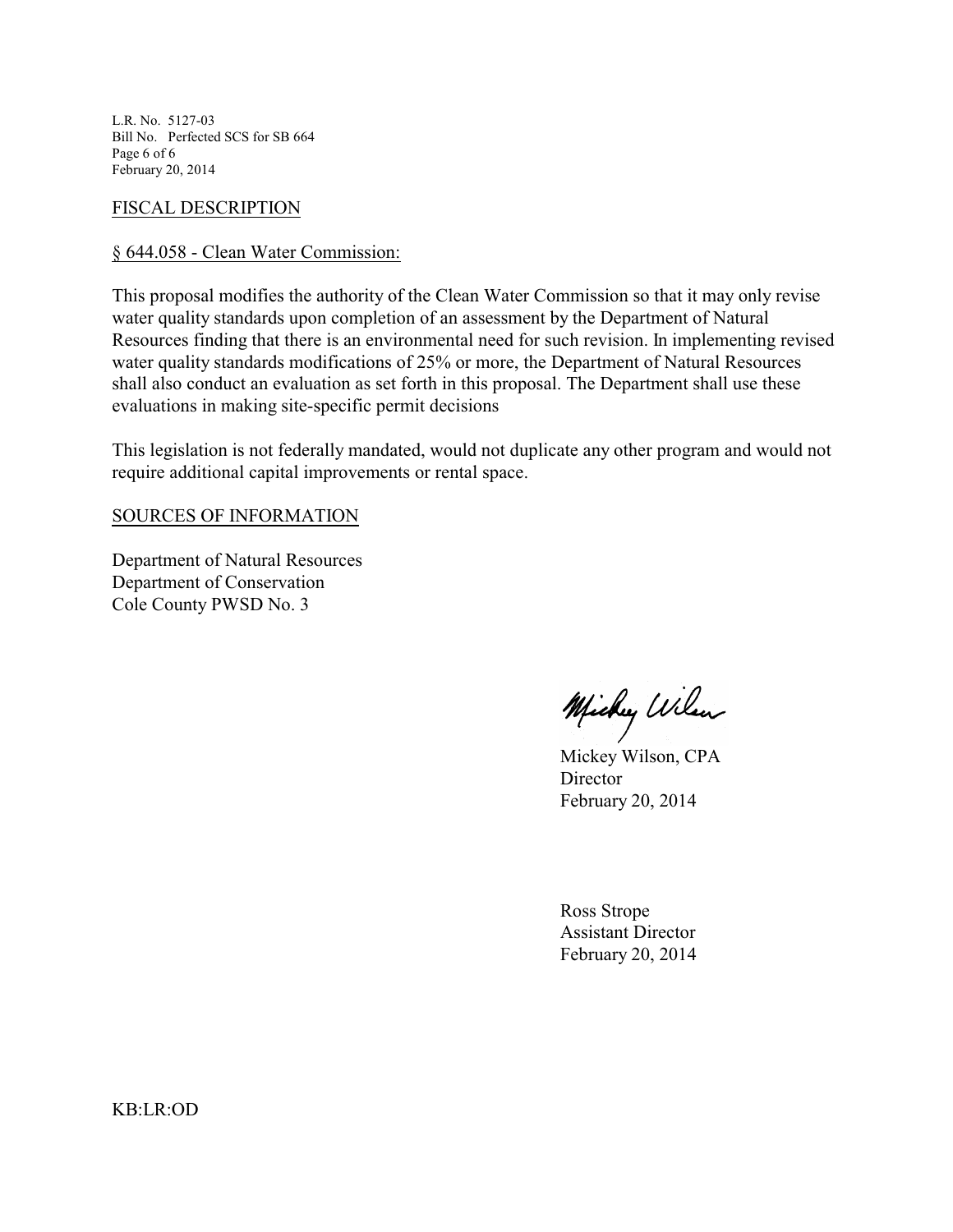FISCAL DESCRIPTION

§ 644.058 - Clean Water Commission:

This proposal modifies the authority of the Clean Water Commission so that it may only revise water quality standards upon completion of an assessment by the Department of Natural Resources finding that there is an environmental need for such revision. In implementing revised water quality standards modifications of 25% or more, the Department of Natural Resources shall also conduct an evaluation as set forth in this proposal. The Department shall use these evaluations in making site-specific permit decisions

This legislation is not federally mandated, would not duplicate any other program and would not require additional capital improvements or rental space.

SOURCES OF INFORMATION

Department of Natural Resources
Department of Conservation
Cole County PWSD No. 3

Mickey Wilson, CPA
Director
February 20, 2014

Ross Strope
Assistant Director
February 20, 2014

KB:LR:OD